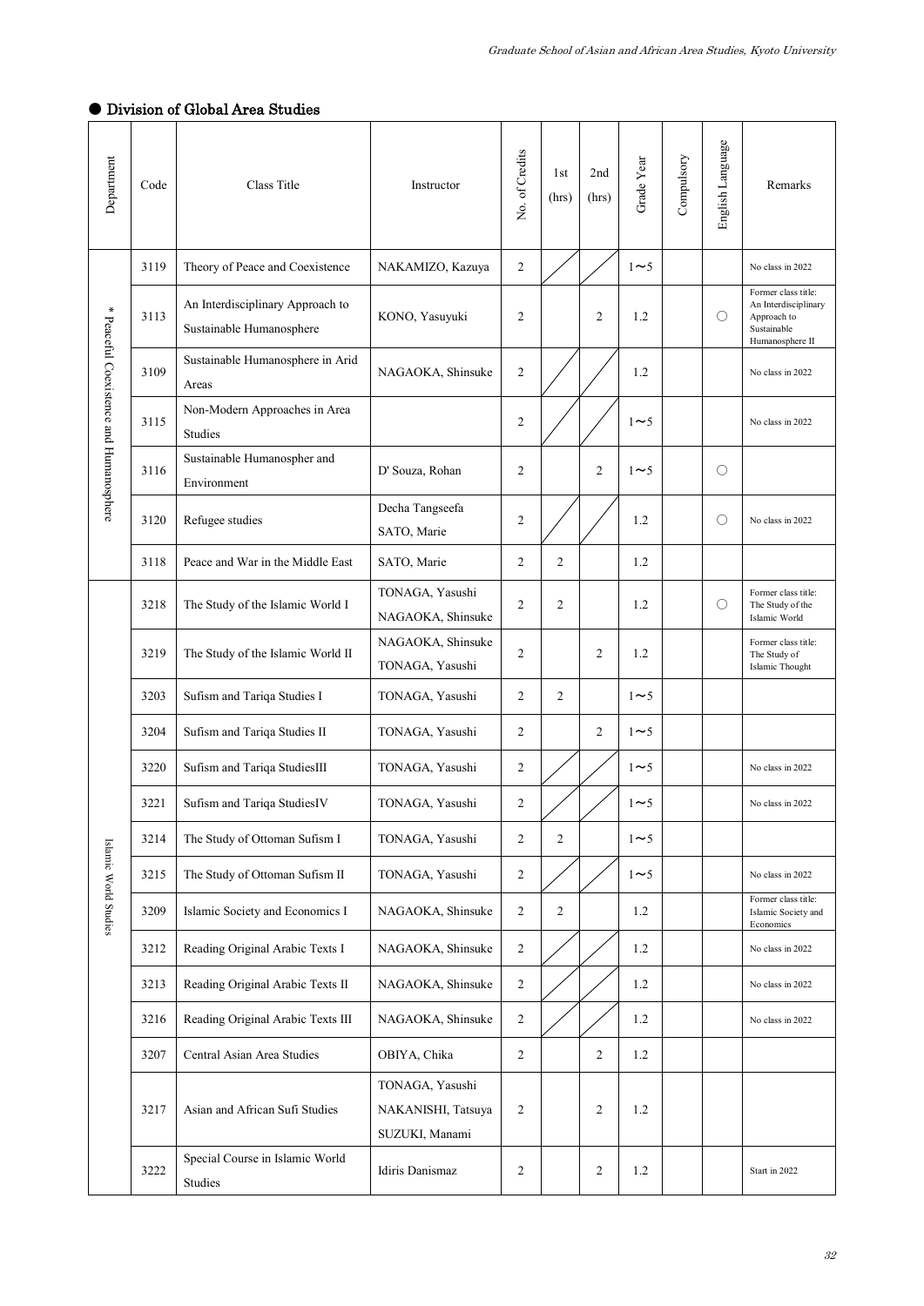## ● Division of Global Area Studies

| Department | Code | Class Title | Instructor | No. of Credits | 1st (hrs) | 2nd (hrs) | Grade Year | Compulsory | English Language | Remarks |
|---|---|---|---|---|---|---|---|---|---|---|
| * Peaceful Coexistence and Humanosphere | 3119 | Theory of Peace and Coexistence | NAKAMIZO, Kazuya | 2 | | | 1～5 | | | No class in 2022 |
| | 3113 | An Interdisciplinary Approach to Sustainable Humanosphere | KONO, Yasuyuki | 2 | | 2 | 1.2 | | ○ | Former class title: An Interdisciplinary Approach to Sustainable Humanosphere II |
| | 3109 | Sustainable Humanosphere in Arid Areas | NAGAOKA, Shinsuke | 2 | | | 1.2 | | | No class in 2022 |
| | 3115 | Non-Modern Approaches in Area Studies | | 2 | | | 1～5 | | | No class in 2022 |
| | 3116 | Sustainable Humanospher and Environment | D' Souza, Rohan | 2 | | 2 | 1～5 | | ○ | |
| | 3120 | Refugee studies | Decha Tangseefa<br>SATO, Marie | 2 | | | 1.2 | | ○ | No class in 2022 |
| | 3118 | Peace and War in the Middle East | SATO, Marie | 2 | 2 | | 1.2 | | | |
| Islamic World Studies | 3218 | The Study of the Islamic World I | TONAGA, Yasushi<br>NAGAOKA, Shinsuke | 2 | 2 | | 1.2 | | ○ | Former class title: The Study of the Islamic World |
| | 3219 | The Study of the Islamic World II | NAGAOKA, Shinsuke<br>TONAGA, Yasushi | 2 | | 2 | 1.2 | | | Former class title: The Study of Islamic Thought |
| | 3203 | Sufism and Tariqa Studies I | TONAGA, Yasushi | 2 | 2 | | 1～5 | | | |
| | 3204 | Sufism and Tariqa Studies II | TONAGA, Yasushi | 2 | | 2 | 1～5 | | | |
| | 3220 | Sufism and Tariqa StudiesIII | TONAGA, Yasushi | 2 | | | 1～5 | | | No class in 2022 |
| | 3221 | Sufism and Tariqa StudiesIV | TONAGA, Yasushi | 2 | | | 1～5 | | | No class in 2022 |
| | 3214 | The Study of Ottoman Sufism I | TONAGA, Yasushi | 2 | 2 | | 1～5 | | | |
| | 3215 | The Study of Ottoman Sufism II | TONAGA, Yasushi | 2 | | | 1～5 | | | No class in 2022 |
| | 3209 | Islamic Society and Economics I | NAGAOKA, Shinsuke | 2 | 2 | | 1.2 | | | Former class title: Islamic Society and Economics |
| | 3212 | Reading Original Arabic Texts I | NAGAOKA, Shinsuke | 2 | | | 1.2 | | | No class in 2022 |
| | 3213 | Reading Original Arabic Texts II | NAGAOKA, Shinsuke | 2 | | | 1.2 | | | No class in 2022 |
| | 3216 | Reading Original Arabic Texts III | NAGAOKA, Shinsuke | 2 | | | 1.2 | | | No class in 2022 |
| | 3207 | Central Asian Area Studies | OBIYA, Chika | 2 | | 2 | 1.2 | | | |
| | 3217 | Asian and African Sufi Studies | TONAGA, Yasushi<br>NAKANISHI, Tatsuya<br>SUZUKI, Manami | 2 | | 2 | 1.2 | | | |
| | 3222 | Special Course in Islamic World Studies | Idiris Danismaz | 2 | | 2 | 1.2 | | | Start in 2022 |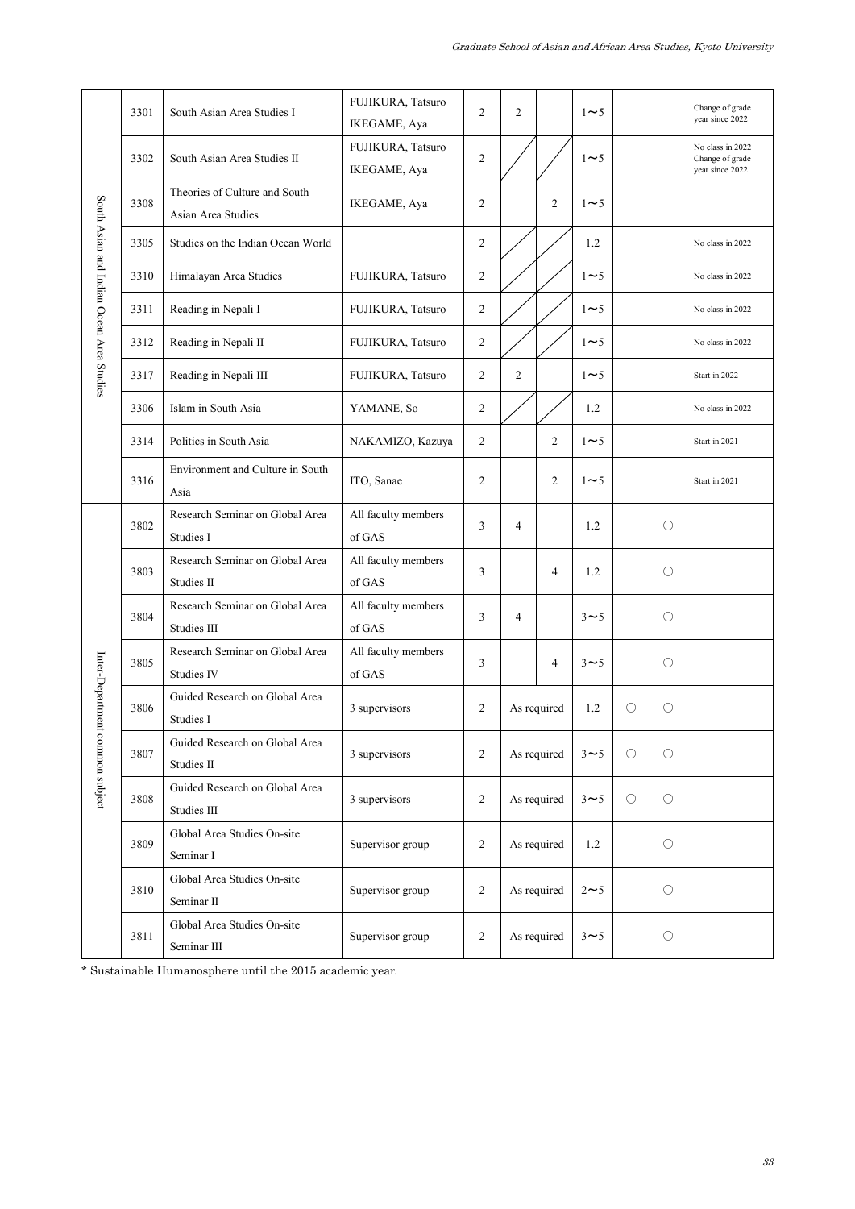| | | | | | | | | | | |
|---|---|---|---|---|---|---|---|---|---|---|
| South Asian and Indian Ocean Area Studies | 3301 | South Asian Area Studies I | FUJIKURA, Tatsuro IKEGAME, Aya | 2 | 2 | | 1〜5 | | | Change of grade year since 2022 |
| | 3302 | South Asian Area Studies II | FUJIKURA, Tatsuro IKEGAME, Aya | 2 | | | 1〜5 | ○ | | No class in 2022 Change of grade year since 2022 |
| | 3308 | Theories of Culture and South Asian Area Studies | IKEGAME, Aya | 2 | | 2 | 1〜5 | | | |
| | 3305 | Studies on the Indian Ocean World | | 2 | | | 1.2 | | | No class in 2022 |
| | 3310 | Himalayan Area Studies | FUJIKURA, Tatsuro | 2 | | | 1〜5 | | | No class in 2022 |
| | 3311 | Reading in Nepali I | FUJIKURA, Tatsuro | 2 | | | 1〜5 | | | No class in 2022 |
| | 3312 | Reading in Nepali II | FUJIKURA, Tatsuro | 2 | | | 1〜5 | | | No class in 2022 |
| | 3317 | Reading in Nepali III | FUJIKURA, Tatsuro | 2 | 2 | | 1〜5 | | | Start in 2022 |
| | 3306 | Islam in South Asia | YAMANE, So | 2 | | | 1.2 | | | No class in 2022 |
| | 3314 | Politics in South Asia | NAKAMIZO, Kazuya | 2 | | 2 | 1〜5 | | | Start in 2021 |
| | 3316 | Environment and Culture in South Asia | ITO, Sanae | 2 | | 2 | 1〜5 | | | Start in 2021 |
| Inter-Department common subject | 3802 | Research Seminar on Global Area Studies I | All faculty members of GAS | 3 | 4 | | 1.2 | | ○ | |
| | 3803 | Research Seminar on Global Area Studies II | All faculty members of GAS | 3 | | 4 | 1.2 | | ○ | |
| | 3804 | Research Seminar on Global Area Studies III | All faculty members of GAS | 3 | 4 | | 3〜5 | | ○ | |
| | 3805 | Research Seminar on Global Area Studies IV | All faculty members of GAS | 3 | | 4 | 3〜5 | | ○ | |
| | 3806 | Guided Research on Global Area Studies I | 3 supervisors | 2 | As required | | 1.2 | ○ | ○ | |
| | 3807 | Guided Research on Global Area Studies II | 3 supervisors | 2 | As required | | 3〜5 | ○ | ○ | |
| | 3808 | Guided Research on Global Area Studies III | 3 supervisors | 2 | As required | | 3〜5 | ○ | ○ | |
| | 3809 | Global Area Studies On-site Seminar I | Supervisor group | 2 | As required | | 1.2 | | ○ | |
| | 3810 | Global Area Studies On-site Seminar II | Supervisor group | 2 | As required | | 2〜5 | | ○ | |
| | 3811 | Global Area Studies On-site Seminar III | Supervisor group | 2 | As required | | 3〜5 | | ○ | |

* Sustainable Humanosphere until the 2015 academic year.